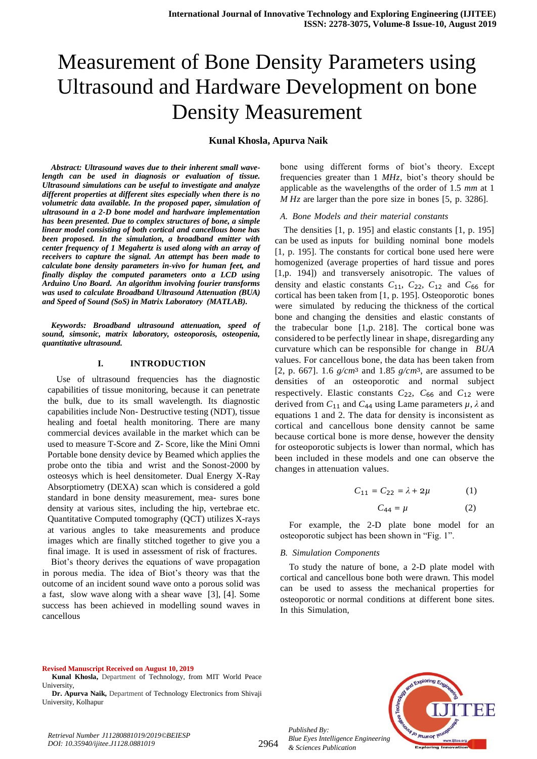# Measurement of Bone Density Parameters using Ultrasound and Hardware Development on bone Density Measurement

**Kunal Khosla, Apurva Naik**

***Abstract: Ultrasound waves due to their inherent small wave-length can be used in diagnosis or evaluation of tissue. Ultrasound simulations can be useful to investigate and analyze different properties at different sites especially when there is no volumetric data available. In the proposed paper, simulation of ultrasound in a 2-D bone model and hardware implementation has been presented. Due to complex structures of bone, a simple linear model consisting of both cortical and cancellous bone has been proposed. In the simulation, a broadband emitter with center frequency of 1 Megahertz is used along with an array of receivers to capture the signal. An attempt has been made to calculate bone density parameters in-vivo for human feet, and finally display the computed parameters onto a LCD using Arduino Uno Board. An algorithm involving fourier transforms was used to calculate Broadband Ultrasound Attenuation (BUA) and Speed of Sound (SoS) in Matrix Laboratory (MATLAB).***

***Keywords: Broadband ultrasound attenuation, speed of sound, simsonic, matrix laboratory, osteoporosis, osteopenia, quantitative ultrasound.***

## I. INTRODUCTION

Use of ultrasound frequencies has the diagnostic capabilities of tissue monitoring, because it can penetrate the bulk, due to its small wavelength. Its diagnostic capabilities include Non- Destructive testing (NDT), tissue healing and foetal health monitoring. There are many commercial devices available in the market which can be used to measure T-Score and Z- Score, like the Mini Omni Portable bone density device by Beamed which applies the probe onto the tibia and wrist and the Sonost-2000 by osteosys which is heel densitometer. Dual Energy X-Ray Absorptiometry (DEXA) scan which is considered a gold standard in bone density measurement, mea- sures bone density at various sites, including the hip, vertebrae etc. Quantitative Computed tomography (QCT) utilizes X-rays at various angles to take measurements and produce images which are finally stitched together to give you a final image. It is used in assessment of risk of fractures.

Biot's theory derives the equations of wave propagation in porous media. The idea of Biot's theory was that the outcome of an incident sound wave onto a porous solid was a fast, slow wave along with a shear wave [3], [4]. Some success has been achieved in modelling sound waves in cancellous bone using different forms of biot's theory. Except frequencies greater than 1 *MHz*, biot's theory should be applicable as the wavelengths of the order of 1.5 *mm* at 1 *M Hz* are larger than the pore size in bones [5, p. 3286].

### *A. Bone Models and their material constants*

The densities [1, p. 195] and elastic constants [1, p. 195] can be used as inputs for building nominal bone models [1, p. 195]. The constants for cortical bone used here were homogenized (average properties of hard tissue and pores [1,p. 194]) and transversely anisotropic. The values of density and elastic constants $C_{11}$, $C_{22}$, $C_{12}$ and $C_{66}$ for cortical has been taken from [1, p. 195]. Osteoporotic bones were simulated by reducing the thickness of the cortical bone and changing the densities and elastic constants of the trabecular bone [1,p. 218]. The cortical bone was considered to be perfectly linear in shape, disregarding any curvature which can be responsible for change in *BUA* values. For cancellous bone, the data has been taken from [2, p. 667]. 1.6 $g/cm^3$ and 1.85 $g/cm^3$, are assumed to be densities of an osteoporotic and normal subject respectively. Elastic constants $C_{22}$, $C_{66}$ and $C_{12}$ were derived from $C_{11}$ and $C_{44}$ using Lame parameters $\mu$, $\lambda$ and equations 1 and 2. The data for density is inconsistent as cortical and cancellous bone density cannot be same because cortical bone is more dense, however the density for osteoporotic subjects is lower than normal, which has been included in these models and one can observe the changes in attenuation values.

$$C_{11} = C_{22} = \lambda + 2\mu \qquad (1)$$

$$C_{44} = \mu \qquad (2)$$

For example, the 2-D plate bone model for an osteoporotic subject has been shown in "Fig. 1".

### *B. Simulation Components*

To study the nature of bone, a 2-D plate model with cortical and cancellous bone both were drawn. This model can be used to assess the mechanical properties for osteoporotic or normal conditions at different bone sites. In this Simulation,

**Revised Manuscript Received on August 10, 2019**

**Kunal Khosla,** Department of Technology, from MIT World Peace University,

**Dr. Apurva Naik,** Department of Technology Electronics from Shivaji University, Kolhapur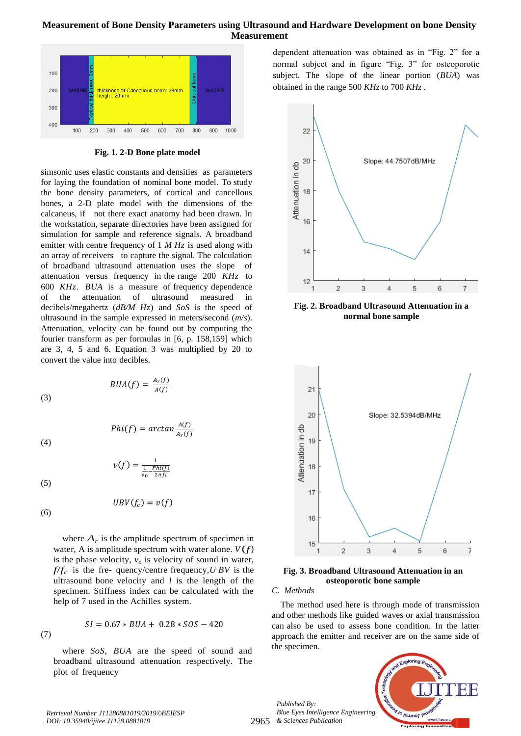Fig. 1. 2-D Bone plate model

simsonic uses elastic constants and densities as parameters for laying the foundation of nominal bone model. To study the bone density parameters, of cortical and cancellous bones, a 2-D plate model with the dimensions of the calcaneus, if not there exact anatomy had been drawn. In the workstation, separate directories have been assigned for simulation for sample and reference signals. A broadband emitter with centre frequency of 1 $MHz$ is used along with an array of receivers to capture the signal. The calculation of broadband ultrasound attenuation uses the slope of attenuation versus frequency in the range 200 $KHz$ to 600 $KHz$. $BUA$ is a measure of frequency dependence of the attenuation of ultrasound measured in decibels/megahertz ($dB/M\ Hz$) and $SoS$ is the speed of ultrasound in the sample expressed in meters/second ($m/s$). Attenuation, velocity can be found out by computing the fourier transform as per formulas in [6, p. 158,159] which are 3, 4, 5 and 6. Equation 3 was multiplied by 20 to convert the value into decibles.

$$BUA(f) = \frac{A_r(f)}{A(f)} \tag{3}$$

$$Phi(f) = arctan\,\frac{A(f)}{A_r(f)} \tag{4}$$

$$v(f) = \frac{1}{\frac{1}{v_0} - \frac{Phi(f)}{2\pi fl}} \tag{5}$$

$$UBV(f_c) = v(f) \tag{6}$$

where $A_r$ is the amplitude spectrum of specimen in water, A is amplitude spectrum with water alone. $V(f)$ is the phase velocity, $v_o$ is velocity of sound in water, $f/f_c$ is the fre- quency/centre frequency, $UBV$ is the ultrasound bone velocity and $l$ is the length of the specimen. Stiffness index can be calculated with the help of 7 used in the Achilles system.

$$SI = 0.67 * BUA + 0.28 * SOS - 420 \tag{7}$$

where $SoS$, $BUA$ are the speed of sound and broadband ultrasound attenuation respectively. The plot of frequency dependent attenuation was obtained as in "Fig. 2" for a normal subject and in figure "Fig. 3" for osteoporotic subject. The slope of the linear portion ($BUA$) was obtained in the range 500 $KHz$ to 700 $KHz$ .

Fig. 2. Broadband Ultrasound Attenuation in a normal bone sample

Fig. 3. Broadband Ultrasound Attenuation in an osteoporotic bone sample

*C. Methods*

The method used here is through mode of transmission and other methods like guided waves or axial transmission can also be used to assess bone condition. In the latter approach the emitter and receiver are on the same side of the specimen.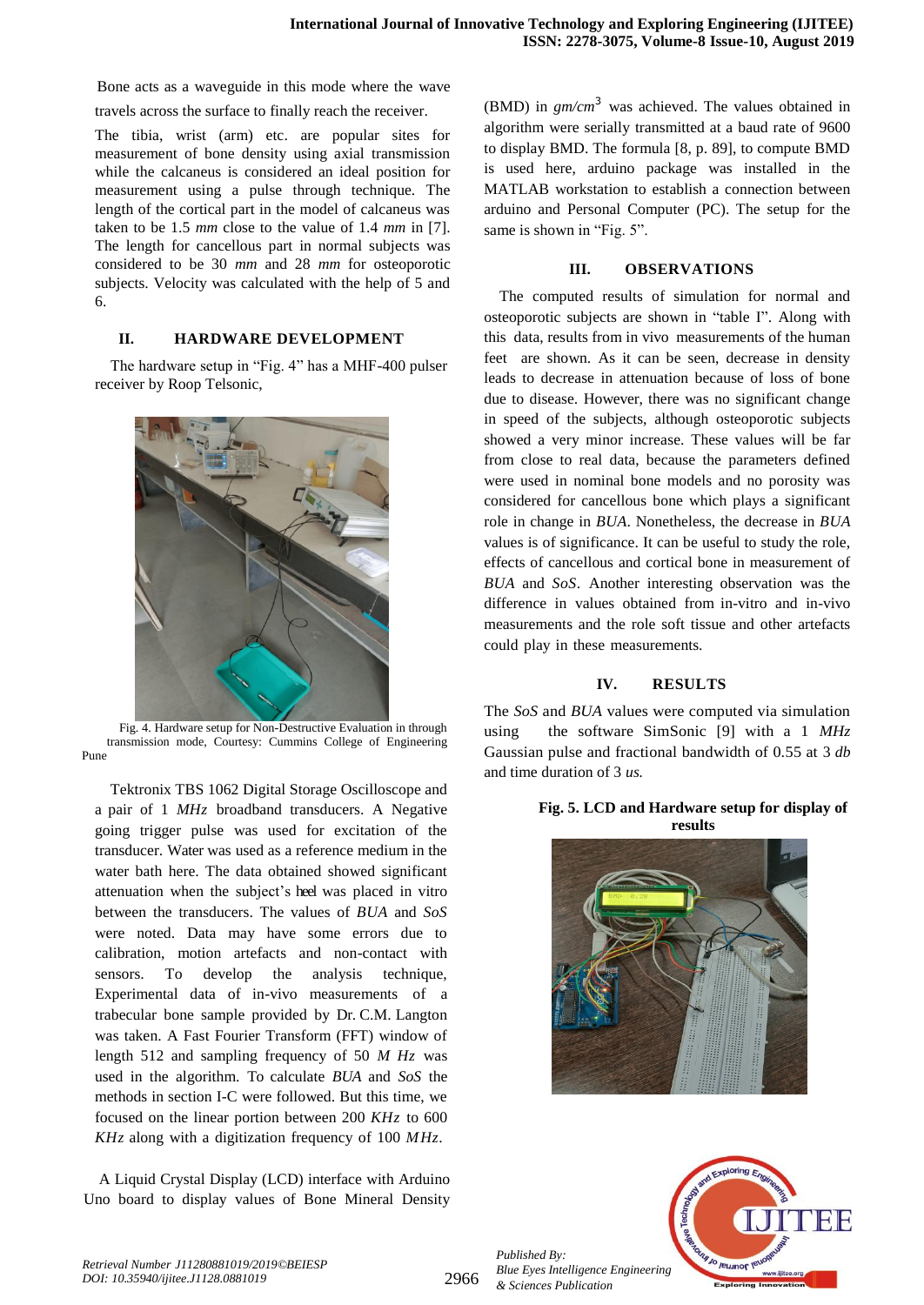Bone acts as a waveguide in this mode where the wave travels across the surface to finally reach the receiver.

The tibia, wrist (arm) etc. are popular sites for measurement of bone density using axial transmission while the calcaneus is considered an ideal position for measurement using a pulse through technique. The length of the cortical part in the model of calcaneus was taken to be 1.5 *mm* close to the value of 1.4 *mm* in [7]. The length for cancellous part in normal subjects was considered to be 30 *mm* and 28 *mm* for osteoporotic subjects. Velocity was calculated with the help of 5 and 6.

## II. HARDWARE DEVELOPMENT

The hardware setup in "Fig. 4" has a MHF-400 pulser receiver by Roop Telsonic,

Fig. 4. Hardware setup for Non-Destructive Evaluation in through transmission mode, Courtesy: Cummins College of Engineering Pune

Tektronix TBS 1062 Digital Storage Oscilloscope and a pair of 1 *MHz* broadband transducers. A Negative going trigger pulse was used for excitation of the transducer. Water was used as a reference medium in the water bath here. The data obtained showed significant attenuation when the subject's heel was placed in vitro between the transducers. The values of *BUA* and *SoS* were noted. Data may have some errors due to calibration, motion artefacts and non-contact with sensors. To develop the analysis technique, Experimental data of in-vivo measurements of a trabecular bone sample provided by Dr. C.M. Langton was taken. A Fast Fourier Transform (FFT) window of length 512 and sampling frequency of 50 *M Hz* was used in the algorithm. To calculate *BUA* and *SoS* the methods in section I-C were followed. But this time, we focused on the linear portion between 200 *KHz* to 600 *KHz* along with a digitization frequency of 100 *MHz*.

A Liquid Crystal Display (LCD) interface with Arduino Uno board to display values of Bone Mineral Density (BMD) in *gm/cm*$^3$ was achieved. The values obtained in algorithm were serially transmitted at a baud rate of 9600 to display BMD. The formula [8, p. 89], to compute BMD is used here, arduino package was installed in the MATLAB workstation to establish a connection between arduino and Personal Computer (PC). The setup for the same is shown in "Fig. 5".

## III. OBSERVATIONS

The computed results of simulation for normal and osteoporotic subjects are shown in "table I". Along with this data, results from in vivo measurements of the human feet are shown. As it can be seen, decrease in density leads to decrease in attenuation because of loss of bone due to disease. However, there was no significant change in speed of the subjects, although osteoporotic subjects showed a very minor increase. These values will be far from close to real data, because the parameters defined were used in nominal bone models and no porosity was considered for cancellous bone which plays a significant role in change in *BUA*. Nonetheless, the decrease in *BUA* values is of significance. It can be useful to study the role, effects of cancellous and cortical bone in measurement of *BUA* and *SoS*. Another interesting observation was the difference in values obtained from in-vitro and in-vivo measurements and the role soft tissue and other artefacts could play in these measurements.

## IV. RESULTS

The *SoS* and *BUA* values were computed via simulation using the software SimSonic [9] with a 1 *MHz* Gaussian pulse and fractional bandwidth of 0.55 at 3 *db* and time duration of 3 *us.*

**Fig. 5. LCD and Hardware setup for display of results**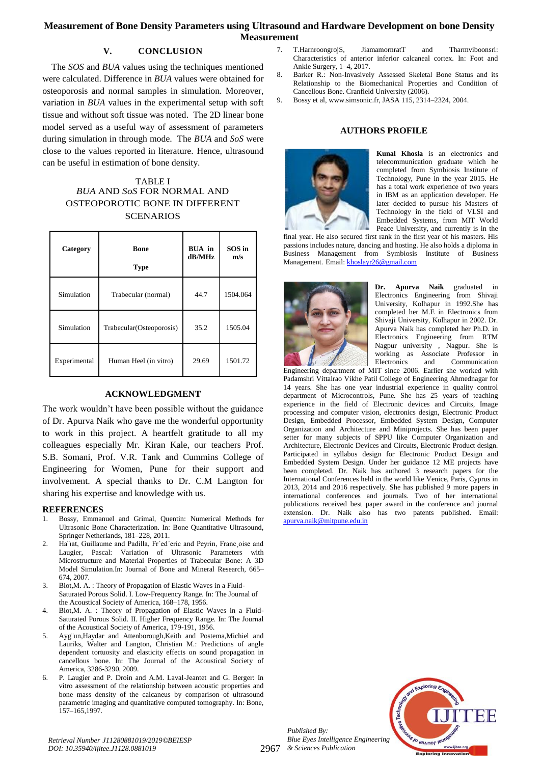## V. CONCLUSION

The *SOS* and *BUA* values using the techniques mentioned were calculated. Difference in *BUA* values were obtained for osteoporosis and normal samples in simulation. Moreover, variation in *BUA* values in the experimental setup with soft tissue and without soft tissue was noted. The 2D linear bone model served as a useful way of assessment of parameters during simulation in through mode. The *BUA* and *SoS* were close to the values reported in literature. Hence, ultrasound can be useful in estimation of bone density.

TABLE I
*BUA* AND *SoS* FOR NORMAL AND OSTEOPOROTIC BONE IN DIFFERENT SCENARIOS

| Category | Bone Type | BUA in dB/MHz | SOS in m/s |
|---|---|---|---|
| Simulation | Trabecular (normal) | 44.7 | 1504.064 |
| Simulation | Trabecular(Osteoporosis) | 35.2 | 1505.04 |
| Experimental | Human Heel (in vitro) | 29.69 | 1501.72 |

## ACKNOWLEDGMENT

The work wouldn't have been possible without the guidance of Dr. Apurva Naik who gave me the wonderful opportunity to work in this project. A heartfelt gratitude to all my colleagues especially Mr. Kiran Kale, our teachers Prof. S.B. Somani, Prof. V.R. Tank and Cummins College of Engineering for Women, Pune for their support and involvement. A special thanks to Dr. C.M Langton for sharing his expertise and knowledge with us.

## REFERENCES

1. Bossy, Emmanuel and Grimal, Quentin: Numerical Methods for Ultrasonic Bone Characterization. In: Bone Quantitative Ultrasound, Springer Netherlands, 181–228, 2011.
2. Ha¨ıat, Guillaume and Padilla, Fr´ed´eric and Peyrin, Franc¸oise and Laugier, Pascal: Variation of Ultrasonic Parameters with Microstructure and Material Properties of Trabecular Bone: A 3D Model Simulation.In: Journal of Bone and Mineral Research, 665–674, 2007.
3. Biot,M. A. : Theory of Propagation of Elastic Waves in a Fluid-Saturated Porous Solid. I. Low-Frequency Range. In: The Journal of the Acoustical Society of America, 168–178, 1956.
4. Biot,M. A. : Theory of Propagation of Elastic Waves in a Fluid-Saturated Porous Solid. II. Higher Frequency Range. In: The Journal of the Acoustical Society of America, 179-191, 1956.
5. Ayg¨un,Haydar and Attenborough,Keith and Postema,Michiel and Lauriks, Walter and Langton, Christian M.: Predictions of angle dependent tortuosity and elasticity effects on sound propagation in cancellous bone. In: The Journal of the Acoustical Society of America, 3286-3290, 2009.
6. P. Laugier and P. Droin and A.M. Laval-Jeantet and G. Berger: In vitro assessment of the relationship between acoustic properties and bone mass density of the calcaneus by comparison of ultrasound parametric imaging and quantitative computed tomography. In: Bone, 157–165,1997.
7. T.HarnroongrojS, JiamamornratT and Tharmviboonsri: Characteristics of anterior inferior calcaneal cortex. In: Foot and Ankle Surgery, 1–4, 2017.
8. Barker R.: Non-Invasively Assessed Skeletal Bone Status and its Relationship to the Biomechanical Properties and Condition of Cancellous Bone. Cranfield University (2006).
9. Bossy et al, www.simsonic.fr, JASA 115, 2314–2324, 2004.

## AUTHORS PROFILE

**Kunal Khosla** is an electronics and telecommunication graduate which he completed from Symbiosis Institute of Technology, Pune in the year 2015. He has a total work experience of two years in IBM as an application developer. He later decided to pursue his Masters of Technology in the field of VLSI and Embedded Systems, from MIT World Peace University, and currently is in the final year. He also secured first rank in the first year of his masters. His passions includes nature, dancing and hosting. He also holds a diploma in Business Management from Symbiosis Institute of Business Management. Email: khoslayr26@gmail.com

**Dr. Apurva Naik** graduated in Electronics Engineering from Shivaji University, Kolhapur in 1992.She has completed her M.E in Electronics from Shivaji University, Kolhapur in 2002. Dr. Apurva Naik has completed her Ph.D. in Electronics Engineering from RTM Nagpur university , Nagpur. She is working as Associate Professor in Electronics and Communication Engineering department of MIT since 2006. Earlier she worked with Padamshri Vittalrao Vikhe Patil College of Engineering Ahmednagar for 14 years. She has one year industrial experience in quality control department of Microcontrols, Pune. She has 25 years of teaching experience in the field of Electronic devices and Circuits, Image processing and computer vision, electronics design, Electronic Product Design, Embedded Processor, Embedded System Design, Computer Organization and Architecture and Miniprojects. She has been paper setter for many subjects of SPPU like Computer Organization and Architecture, Electronic Devices and Circuits, Electronic Product design. Participated in syllabus design for Electronic Product Design and Embedded System Design. Under her guidance 12 ME projects have been completed. Dr. Naik has authored 3 research papers for the International Conferences held in the world like Venice, Paris, Cyprus in 2013, 2014 and 2016 respectively. She has published 9 more papers in international conferences and journals. Two of her international publications received best paper award in the conference and journal extension. Dr. Naik also has two patents published. Email: apurva.naik@mitpune.edu.in